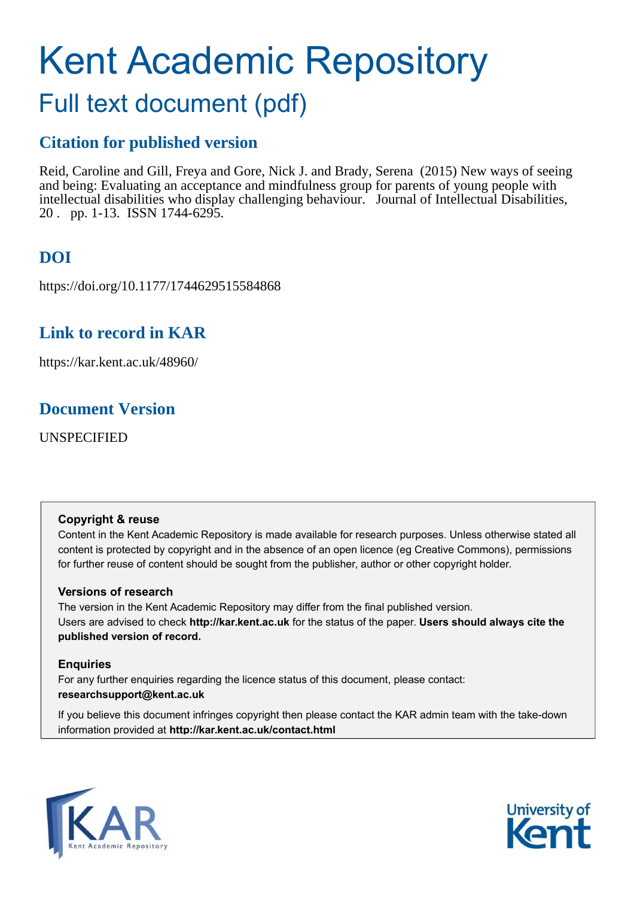# Kent Academic Repository

## Full text document (pdf)

### Citation for published version

Reid, Caroline and Gill, Freya and Gore, Nick J. and Brady, Serena (2015) New ways of seeing and being: Evaluating an acceptance and mindfulness group for parents of young people with intellectual disabilities who display challenging behaviour. Journal of Intellectual Disabilities, 20 . pp. 1-13. ISSN 1744-6295.

### DOI

https://doi.org/10.1177/1744629515584868

### Link to record in KAR

https://kar.kent.ac.uk/48960/

### Document Version

UNSPECIFIED

**Copyright & reuse**

Content in the Kent Academic Repository is made available for research purposes. Unless otherwise stated all content is protected by copyright and in the absence of an open licence (eg Creative Commons), permissions for further reuse of content should be sought from the publisher, author or other copyright holder.

**Versions of research**

The version in the Kent Academic Repository may differ from the final published version. Users are advised to check **http://kar.kent.ac.uk** for the status of the paper. **Users should always cite the published version of record.**

**Enquiries**

For any further enquiries regarding the licence status of this document, please contact: **researchsupport@kent.ac.uk**

If you believe this document infringes copyright then please contact the KAR admin team with the take-down information provided at **http://kar.kent.ac.uk/contact.html**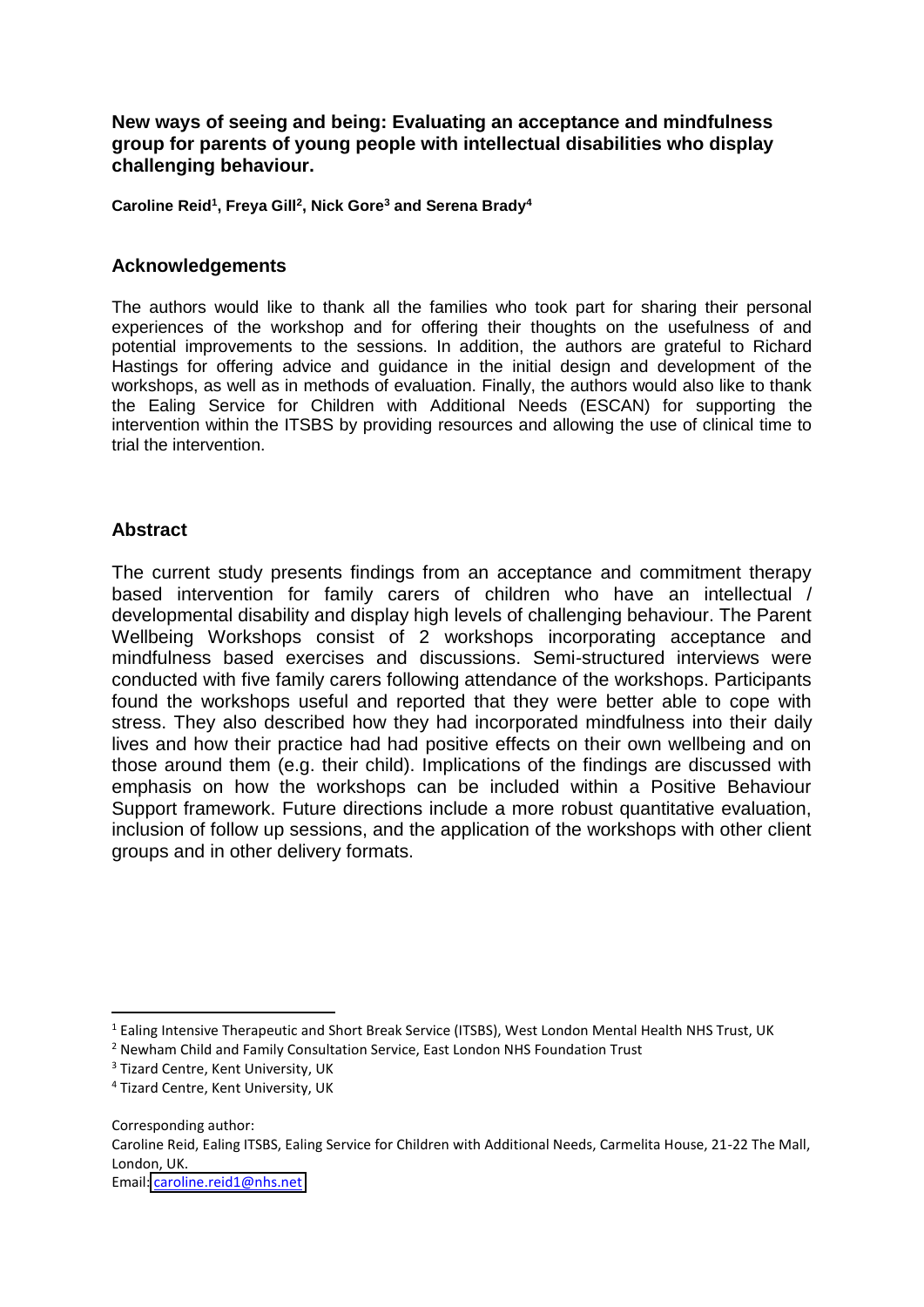**New ways of seeing and being: Evaluating an acceptance and mindfulness group for parents of young people with intellectual disabilities who display challenging behaviour.**

**Caroline Reid[1], Freya Gill[2], Nick Gore[3] and Serena Brady[4]**

## Acknowledgements

The authors would like to thank all the families who took part for sharing their personal experiences of the workshop and for offering their thoughts on the usefulness of and potential improvements to the sessions. In addition, the authors are grateful to Richard Hastings for offering advice and guidance in the initial design and development of the workshops, as well as in methods of evaluation. Finally, the authors would also like to thank the Ealing Service for Children with Additional Needs (ESCAN) for supporting the intervention within the ITSBS by providing resources and allowing the use of clinical time to trial the intervention.

## Abstract

The current study presents findings from an acceptance and commitment therapy based intervention for family carers of children who have an intellectual / developmental disability and display high levels of challenging behaviour. The Parent Wellbeing Workshops consist of 2 workshops incorporating acceptance and mindfulness based exercises and discussions. Semi-structured interviews were conducted with five family carers following attendance of the workshops. Participants found the workshops useful and reported that they were better able to cope with stress. They also described how they had incorporated mindfulness into their daily lives and how their practice had had positive effects on their own wellbeing and on those around them (e.g. their child). Implications of the findings are discussed with emphasis on how the workshops can be included within a Positive Behaviour Support framework. Future directions include a more robust quantitative evaluation, inclusion of follow up sessions, and the application of the workshops with other client groups and in other delivery formats.

---

[1] Ealing Intensive Therapeutic and Short Break Service (ITSBS), West London Mental Health NHS Trust, UK

[2] Newham Child and Family Consultation Service, East London NHS Foundation Trust

[3] Tizard Centre, Kent University, UK

[4] Tizard Centre, Kent University, UK

Corresponding author:

Caroline Reid, Ealing ITSBS, Ealing Service for Children with Additional Needs, Carmelita House, 21-22 The Mall, London, UK.

Email: caroline.reid1@nhs.net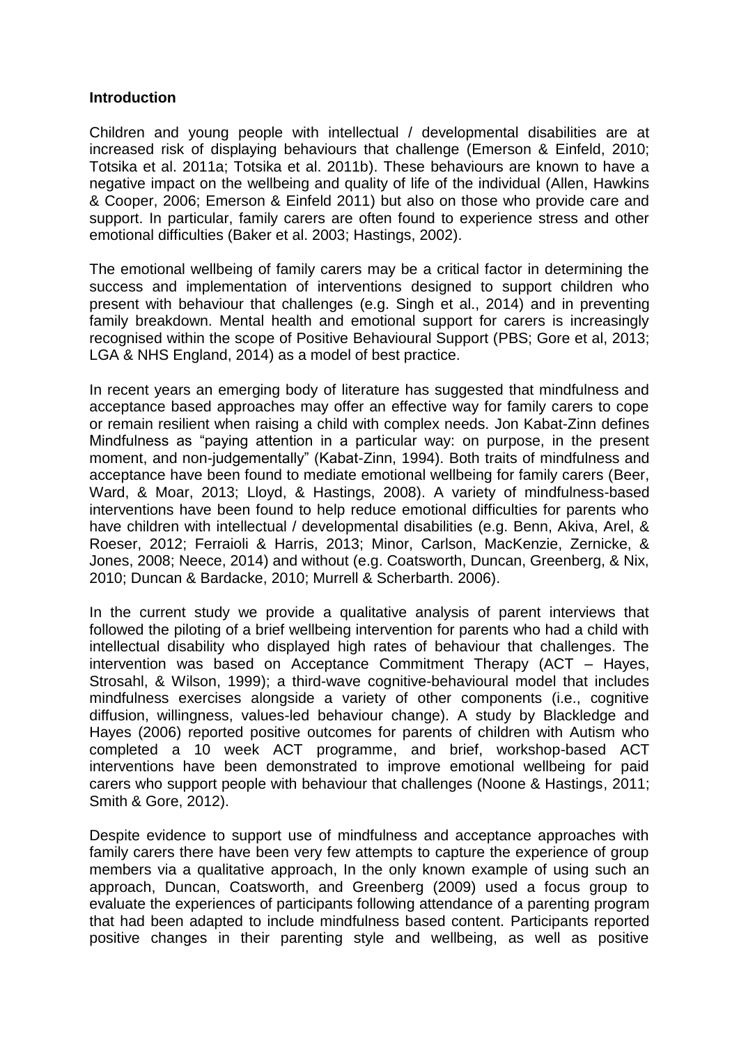**Introduction**

Children and young people with intellectual / developmental disabilities are at increased risk of displaying behaviours that challenge (Emerson & Einfeld, 2010; Totsika et al. 2011a; Totsika et al. 2011b). These behaviours are known to have a negative impact on the wellbeing and quality of life of the individual (Allen, Hawkins & Cooper, 2006; Emerson & Einfeld 2011) but also on those who provide care and support. In particular, family carers are often found to experience stress and other emotional difficulties (Baker et al. 2003; Hastings, 2002).

The emotional wellbeing of family carers may be a critical factor in determining the success and implementation of interventions designed to support children who present with behaviour that challenges (e.g. Singh et al., 2014) and in preventing family breakdown. Mental health and emotional support for carers is increasingly recognised within the scope of Positive Behavioural Support (PBS; Gore et al, 2013; LGA & NHS England, 2014) as a model of best practice.

In recent years an emerging body of literature has suggested that mindfulness and acceptance based approaches may offer an effective way for family carers to cope or remain resilient when raising a child with complex needs. Jon Kabat-Zinn defines Mindfulness as "paying attention in a particular way: on purpose, in the present moment, and non-judgementally" (Kabat-Zinn, 1994). Both traits of mindfulness and acceptance have been found to mediate emotional wellbeing for family carers (Beer, Ward, & Moar, 2013; Lloyd, & Hastings, 2008). A variety of mindfulness-based interventions have been found to help reduce emotional difficulties for parents who have children with intellectual / developmental disabilities (e.g. Benn, Akiva, Arel, & Roeser, 2012; Ferraioli & Harris, 2013; Minor, Carlson, MacKenzie, Zernicke, & Jones, 2008; Neece, 2014) and without (e.g. Coatsworth, Duncan, Greenberg, & Nix, 2010; Duncan & Bardacke, 2010; Murrell & Scherbarth. 2006).

In the current study we provide a qualitative analysis of parent interviews that followed the piloting of a brief wellbeing intervention for parents who had a child with intellectual disability who displayed high rates of behaviour that challenges. The intervention was based on Acceptance Commitment Therapy (ACT – Hayes, Strosahl, & Wilson, 1999); a third-wave cognitive-behavioural model that includes mindfulness exercises alongside a variety of other components (i.e., cognitive diffusion, willingness, values-led behaviour change). A study by Blackledge and Hayes (2006) reported positive outcomes for parents of children with Autism who completed a 10 week ACT programme, and brief, workshop-based ACT interventions have been demonstrated to improve emotional wellbeing for paid carers who support people with behaviour that challenges (Noone & Hastings, 2011; Smith & Gore, 2012).

Despite evidence to support use of mindfulness and acceptance approaches with family carers there have been very few attempts to capture the experience of group members via a qualitative approach, In the only known example of using such an approach, Duncan, Coatsworth, and Greenberg (2009) used a focus group to evaluate the experiences of participants following attendance of a parenting program that had been adapted to include mindfulness based content. Participants reported positive changes in their parenting style and wellbeing, as well as positive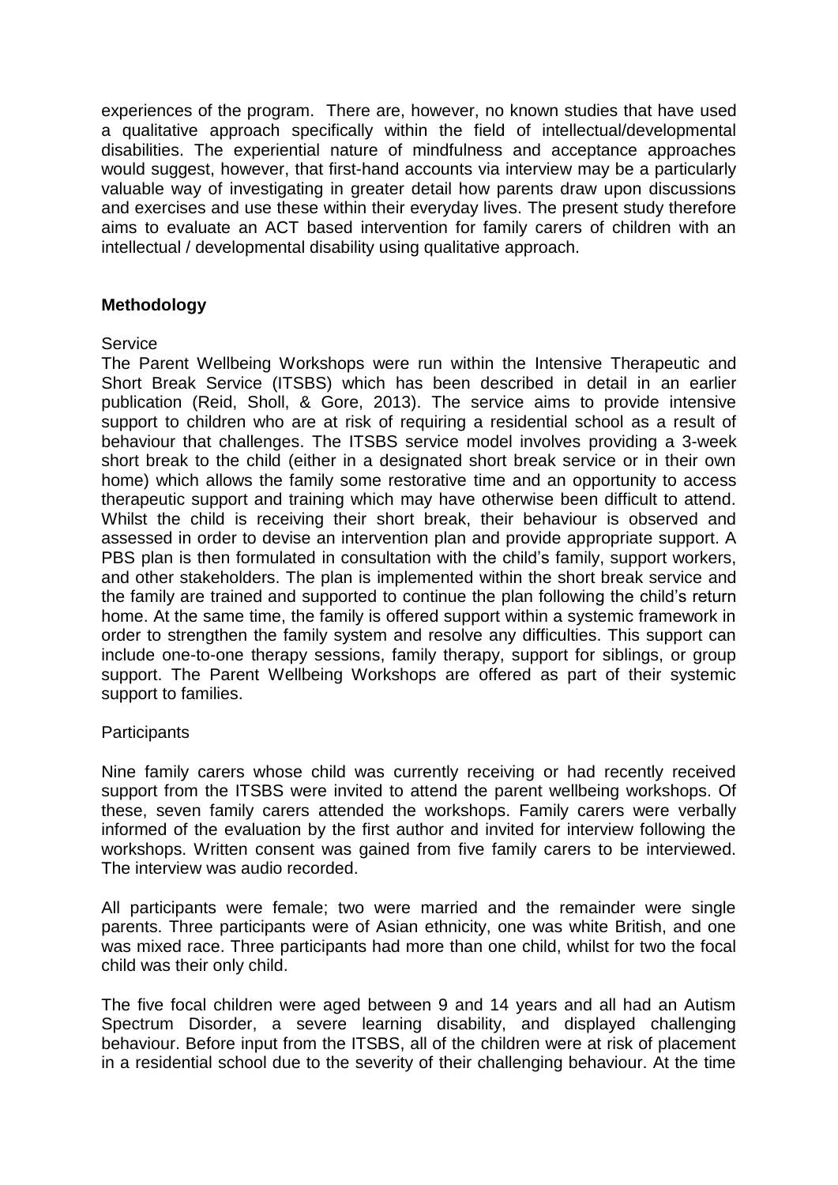experiences of the program. There are, however, no known studies that have used a qualitative approach specifically within the field of intellectual/developmental disabilities. The experiential nature of mindfulness and acceptance approaches would suggest, however, that first-hand accounts via interview may be a particularly valuable way of investigating in greater detail how parents draw upon discussions and exercises and use these within their everyday lives. The present study therefore aims to evaluate an ACT based intervention for family carers of children with an intellectual / developmental disability using qualitative approach.

## Methodology

Service

The Parent Wellbeing Workshops were run within the Intensive Therapeutic and Short Break Service (ITSBS) which has been described in detail in an earlier publication (Reid, Sholl, & Gore, 2013). The service aims to provide intensive support to children who are at risk of requiring a residential school as a result of behaviour that challenges. The ITSBS service model involves providing a 3-week short break to the child (either in a designated short break service or in their own home) which allows the family some restorative time and an opportunity to access therapeutic support and training which may have otherwise been difficult to attend. Whilst the child is receiving their short break, their behaviour is observed and assessed in order to devise an intervention plan and provide appropriate support. A PBS plan is then formulated in consultation with the child's family, support workers, and other stakeholders. The plan is implemented within the short break service and the family are trained and supported to continue the plan following the child's return home. At the same time, the family is offered support within a systemic framework in order to strengthen the family system and resolve any difficulties. This support can include one-to-one therapy sessions, family therapy, support for siblings, or group support. The Parent Wellbeing Workshops are offered as part of their systemic support to families.

Participants

Nine family carers whose child was currently receiving or had recently received support from the ITSBS were invited to attend the parent wellbeing workshops. Of these, seven family carers attended the workshops. Family carers were verbally informed of the evaluation by the first author and invited for interview following the workshops. Written consent was gained from five family carers to be interviewed. The interview was audio recorded.

All participants were female; two were married and the remainder were single parents. Three participants were of Asian ethnicity, one was white British, and one was mixed race. Three participants had more than one child, whilst for two the focal child was their only child.

The five focal children were aged between 9 and 14 years and all had an Autism Spectrum Disorder, a severe learning disability, and displayed challenging behaviour. Before input from the ITSBS, all of the children were at risk of placement in a residential school due to the severity of their challenging behaviour. At the time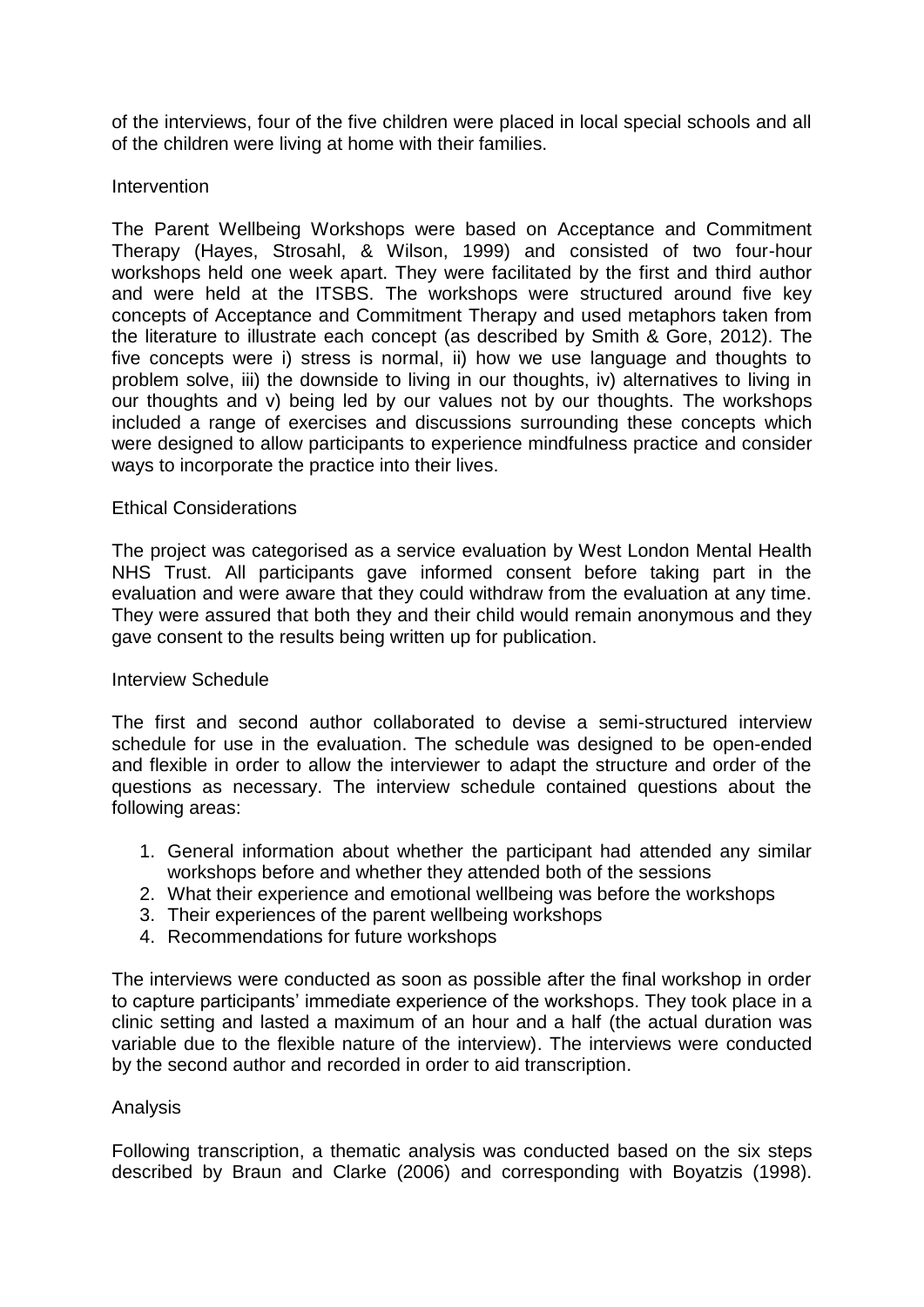of the interviews, four of the five children were placed in local special schools and all of the children were living at home with their families.

## Intervention

The Parent Wellbeing Workshops were based on Acceptance and Commitment Therapy (Hayes, Strosahl, & Wilson, 1999) and consisted of two four-hour workshops held one week apart. They were facilitated by the first and third author and were held at the ITSBS. The workshops were structured around five key concepts of Acceptance and Commitment Therapy and used metaphors taken from the literature to illustrate each concept (as described by Smith & Gore, 2012). The five concepts were i) stress is normal, ii) how we use language and thoughts to problem solve, iii) the downside to living in our thoughts, iv) alternatives to living in our thoughts and v) being led by our values not by our thoughts. The workshops included a range of exercises and discussions surrounding these concepts which were designed to allow participants to experience mindfulness practice and consider ways to incorporate the practice into their lives.

## Ethical Considerations

The project was categorised as a service evaluation by West London Mental Health NHS Trust. All participants gave informed consent before taking part in the evaluation and were aware that they could withdraw from the evaluation at any time. They were assured that both they and their child would remain anonymous and they gave consent to the results being written up for publication.

## Interview Schedule

The first and second author collaborated to devise a semi-structured interview schedule for use in the evaluation. The schedule was designed to be open-ended and flexible in order to allow the interviewer to adapt the structure and order of the questions as necessary. The interview schedule contained questions about the following areas:

1. General information about whether the participant had attended any similar workshops before and whether they attended both of the sessions
2. What their experience and emotional wellbeing was before the workshops
3. Their experiences of the parent wellbeing workshops
4. Recommendations for future workshops

The interviews were conducted as soon as possible after the final workshop in order to capture participants' immediate experience of the workshops. They took place in a clinic setting and lasted a maximum of an hour and a half (the actual duration was variable due to the flexible nature of the interview). The interviews were conducted by the second author and recorded in order to aid transcription.

## Analysis

Following transcription, a thematic analysis was conducted based on the six steps described by Braun and Clarke (2006) and corresponding with Boyatzis (1998).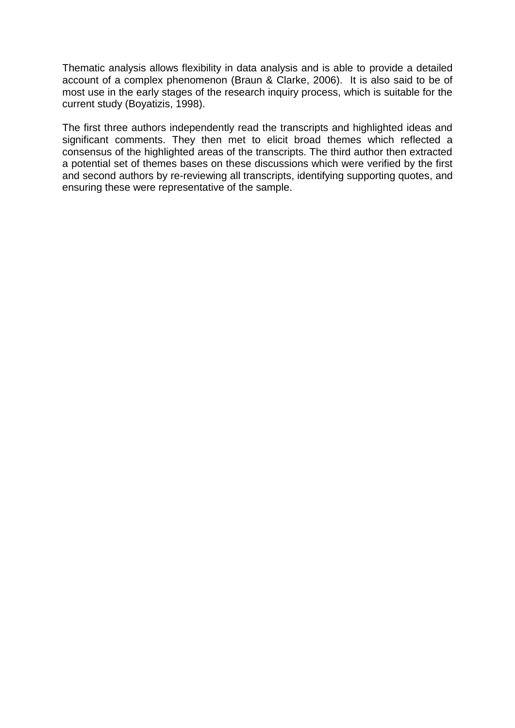Thematic analysis allows flexibility in data analysis and is able to provide a detailed account of a complex phenomenon (Braun & Clarke, 2006). It is also said to be of most use in the early stages of the research inquiry process, which is suitable for the current study (Boyatizis, 1998).

The first three authors independently read the transcripts and highlighted ideas and significant comments. They then met to elicit broad themes which reflected a consensus of the highlighted areas of the transcripts. The third author then extracted a potential set of themes bases on these discussions which were verified by the first and second authors by re-reviewing all transcripts, identifying supporting quotes, and ensuring these were representative of the sample.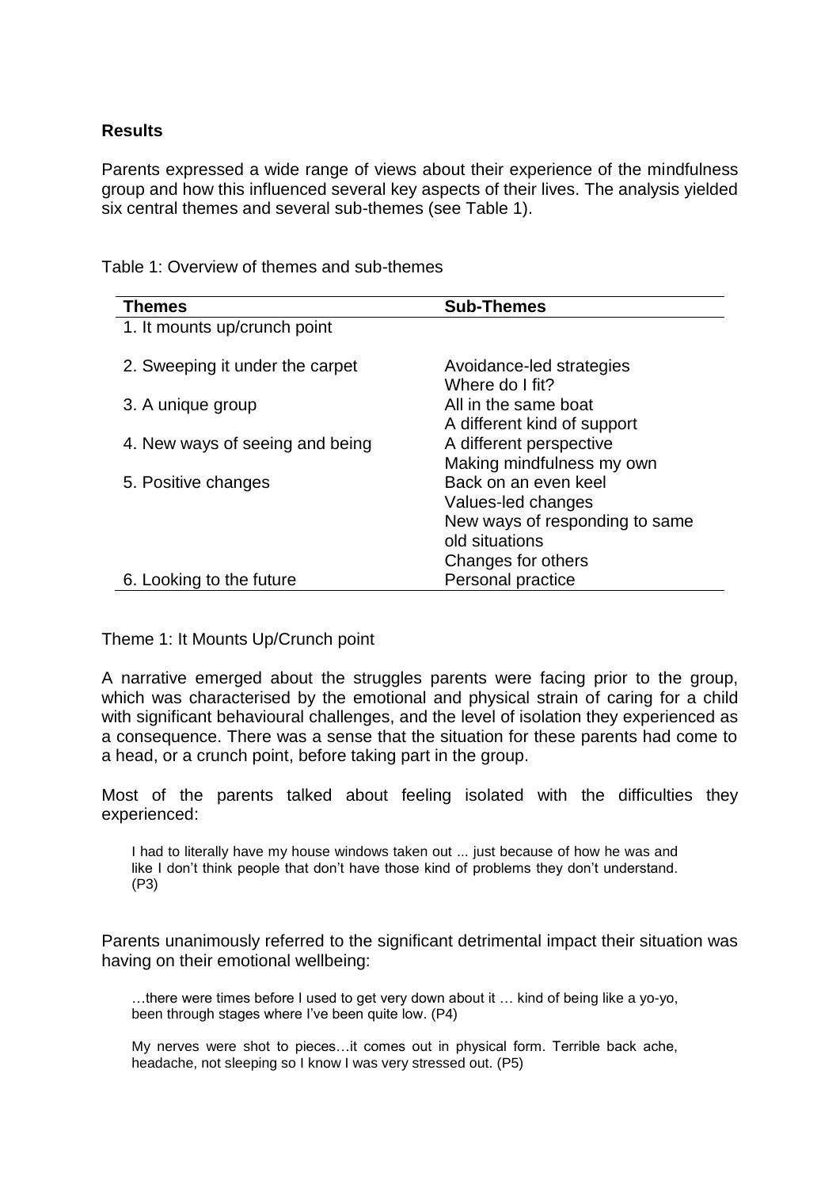## Results

Parents expressed a wide range of views about their experience of the mindfulness group and how this influenced several key aspects of their lives. The analysis yielded six central themes and several sub-themes (see Table 1).

Table 1: Overview of themes and sub-themes

| Themes | Sub-Themes |
|---|---|
| 1. It mounts up/crunch point | |
| 2. Sweeping it under the carpet | Avoidance-led strategies |
| | Where do I fit? |
| 3. A unique group | All in the same boat |
| | A different kind of support |
| 4. New ways of seeing and being | A different perspective |
| | Making mindfulness my own |
| 5. Positive changes | Back on an even keel |
| | Values-led changes |
| | New ways of responding to same old situations |
| | Changes for others |
| 6. Looking to the future | Personal practice |

Theme 1: It Mounts Up/Crunch point

A narrative emerged about the struggles parents were facing prior to the group, which was characterised by the emotional and physical strain of caring for a child with significant behavioural challenges, and the level of isolation they experienced as a consequence. There was a sense that the situation for these parents had come to a head, or a crunch point, before taking part in the group.

Most of the parents talked about feeling isolated with the difficulties they experienced:

> I had to literally have my house windows taken out ... just because of how he was and like I don't think people that don't have those kind of problems they don't understand. (P3)

Parents unanimously referred to the significant detrimental impact their situation was having on their emotional wellbeing:

> …there were times before I used to get very down about it … kind of being like a yo-yo, been through stages where I've been quite low. (P4)

> My nerves were shot to pieces…it comes out in physical form. Terrible back ache, headache, not sleeping so I know I was very stressed out. (P5)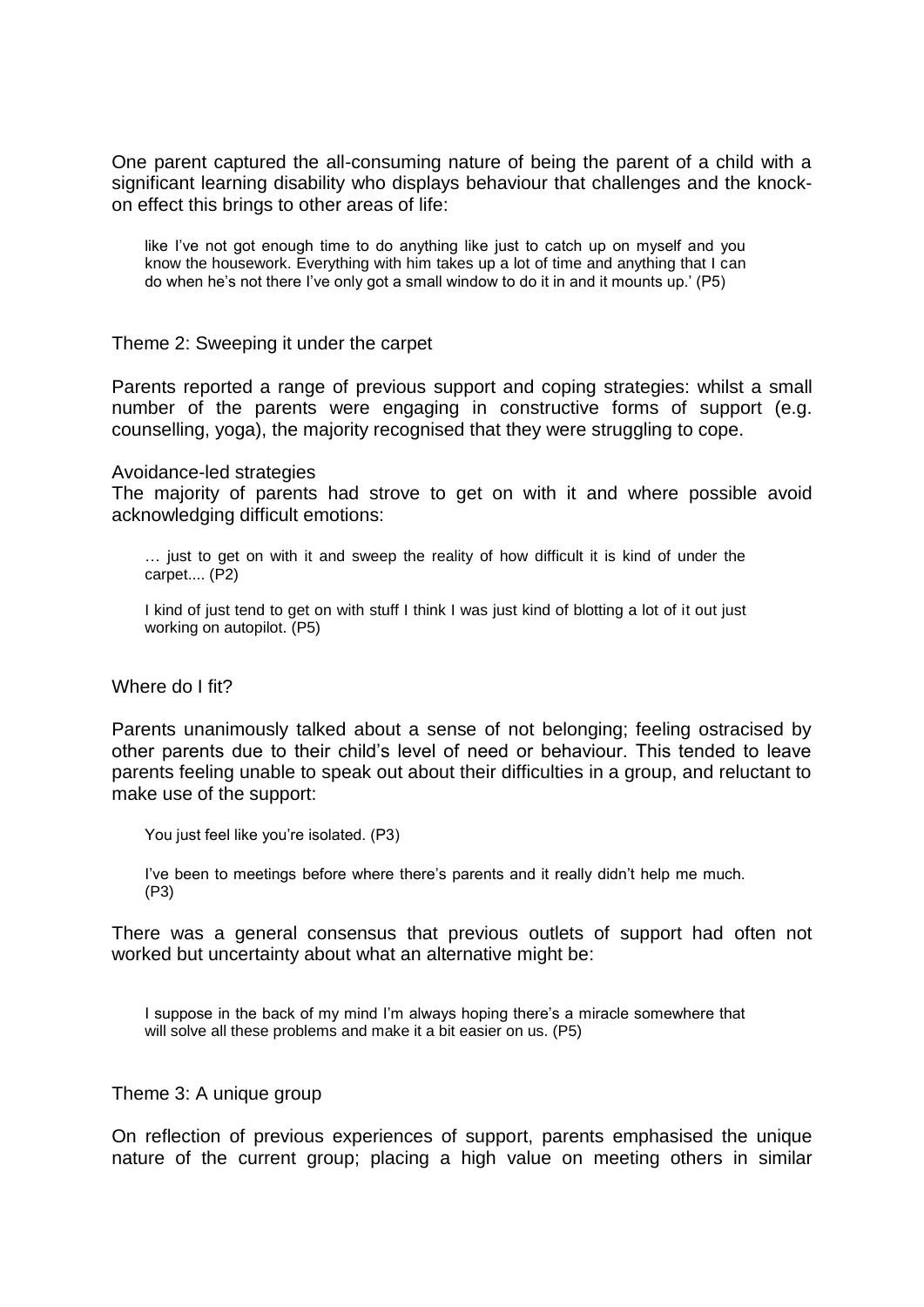One parent captured the all-consuming nature of being the parent of a child with a significant learning disability who displays behaviour that challenges and the knock-on effect this brings to other areas of life:

> like I've not got enough time to do anything like just to catch up on myself and you know the housework. Everything with him takes up a lot of time and anything that I can do when he's not there I've only got a small window to do it in and it mounts up.' (P5)

### Theme 2: Sweeping it under the carpet

Parents reported a range of previous support and coping strategies: whilst a small number of the parents were engaging in constructive forms of support (e.g. counselling, yoga), the majority recognised that they were struggling to cope.

#### Avoidance-led strategies

The majority of parents had strove to get on with it and where possible avoid acknowledging difficult emotions:

> … just to get on with it and sweep the reality of how difficult it is kind of under the carpet.... (P2)

> I kind of just tend to get on with stuff I think I was just kind of blotting a lot of it out just working on autopilot. (P5)

#### Where do I fit?

Parents unanimously talked about a sense of not belonging; feeling ostracised by other parents due to their child's level of need or behaviour. This tended to leave parents feeling unable to speak out about their difficulties in a group, and reluctant to make use of the support:

> You just feel like you're isolated. (P3)

> I've been to meetings before where there's parents and it really didn't help me much. (P3)

There was a general consensus that previous outlets of support had often not worked but uncertainty about what an alternative might be:

> I suppose in the back of my mind I'm always hoping there's a miracle somewhere that will solve all these problems and make it a bit easier on us. (P5)

### Theme 3: A unique group

On reflection of previous experiences of support, parents emphasised the unique nature of the current group; placing a high value on meeting others in similar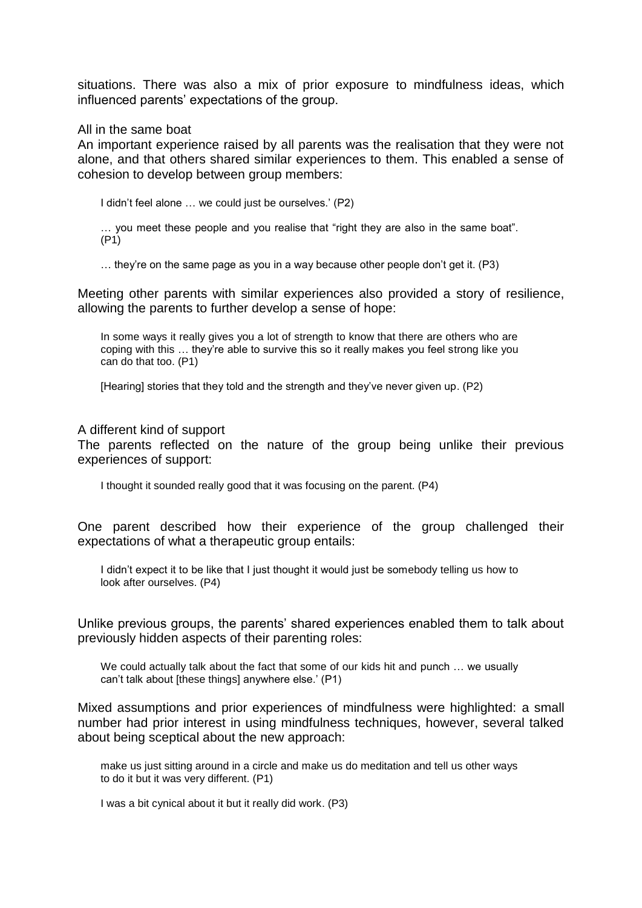situations. There was also a mix of prior exposure to mindfulness ideas, which influenced parents' expectations of the group.

### All in the same boat

An important experience raised by all parents was the realisation that they were not alone, and that others shared similar experiences to them. This enabled a sense of cohesion to develop between group members:

> I didn't feel alone … we could just be ourselves.' (P2)
>
> … you meet these people and you realise that "right they are also in the same boat". (P1)
>
> … they're on the same page as you in a way because other people don't get it. (P3)

Meeting other parents with similar experiences also provided a story of resilience, allowing the parents to further develop a sense of hope:

> In some ways it really gives you a lot of strength to know that there are others who are coping with this … they're able to survive this so it really makes you feel strong like you can do that too. (P1)
>
> [Hearing] stories that they told and the strength and they've never given up. (P2)

### A different kind of support

The parents reflected on the nature of the group being unlike their previous experiences of support:

> I thought it sounded really good that it was focusing on the parent. (P4)

One parent described how their experience of the group challenged their expectations of what a therapeutic group entails:

> I didn't expect it to be like that I just thought it would just be somebody telling us how to look after ourselves. (P4)

Unlike previous groups, the parents' shared experiences enabled them to talk about previously hidden aspects of their parenting roles:

> We could actually talk about the fact that some of our kids hit and punch … we usually can't talk about [these things] anywhere else.' (P1)

Mixed assumptions and prior experiences of mindfulness were highlighted: a small number had prior interest in using mindfulness techniques, however, several talked about being sceptical about the new approach:

> make us just sitting around in a circle and make us do meditation and tell us other ways to do it but it was very different. (P1)
>
> I was a bit cynical about it but it really did work. (P3)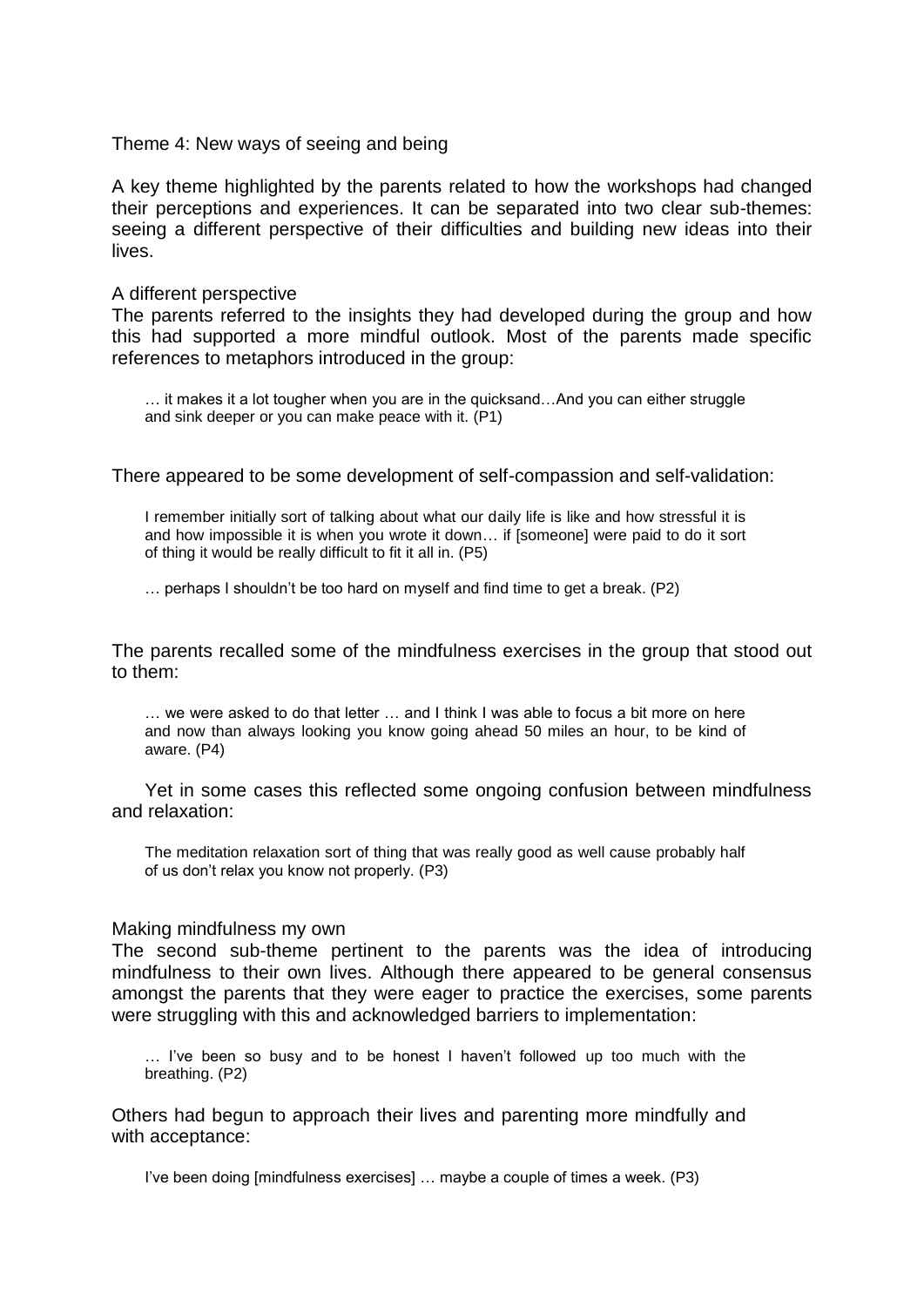## Theme 4: New ways of seeing and being

A key theme highlighted by the parents related to how the workshops had changed their perceptions and experiences. It can be separated into two clear sub-themes: seeing a different perspective of their difficulties and building new ideas into their lives.

### A different perspective

The parents referred to the insights they had developed during the group and how this had supported a more mindful outlook. Most of the parents made specific references to metaphors introduced in the group:

> … it makes it a lot tougher when you are in the quicksand…And you can either struggle and sink deeper or you can make peace with it. (P1)

There appeared to be some development of self-compassion and self-validation:

> I remember initially sort of talking about what our daily life is like and how stressful it is and how impossible it is when you wrote it down… if [someone] were paid to do it sort of thing it would be really difficult to fit it all in. (P5)

> … perhaps I shouldn't be too hard on myself and find time to get a break. (P2)

The parents recalled some of the mindfulness exercises in the group that stood out to them:

> … we were asked to do that letter … and I think I was able to focus a bit more on here and now than always looking you know going ahead 50 miles an hour, to be kind of aware. (P4)

Yet in some cases this reflected some ongoing confusion between mindfulness and relaxation:

> The meditation relaxation sort of thing that was really good as well cause probably half of us don't relax you know not properly. (P3)

### Making mindfulness my own

The second sub-theme pertinent to the parents was the idea of introducing mindfulness to their own lives. Although there appeared to be general consensus amongst the parents that they were eager to practice the exercises, some parents were struggling with this and acknowledged barriers to implementation:

> … I've been so busy and to be honest I haven't followed up too much with the breathing. (P2)

Others had begun to approach their lives and parenting more mindfully and with acceptance:

> I've been doing [mindfulness exercises] … maybe a couple of times a week. (P3)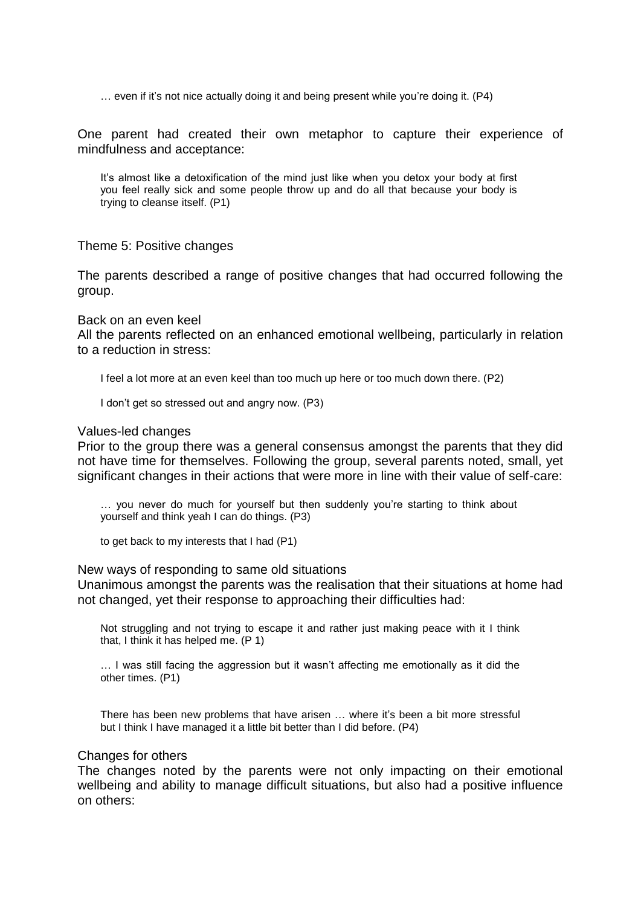> … even if it's not nice actually doing it and being present while you're doing it. (P4)

One parent had created their own metaphor to capture their experience of mindfulness and acceptance:

> It's almost like a detoxification of the mind just like when you detox your body at first you feel really sick and some people throw up and do all that because your body is trying to cleanse itself. (P1)

## Theme 5: Positive changes

The parents described a range of positive changes that had occurred following the group.

### Back on an even keel

All the parents reflected on an enhanced emotional wellbeing, particularly in relation to a reduction in stress:

> I feel a lot more at an even keel than too much up here or too much down there. (P2)

> I don't get so stressed out and angry now. (P3)

### Values-led changes

Prior to the group there was a general consensus amongst the parents that they did not have time for themselves. Following the group, several parents noted, small, yet significant changes in their actions that were more in line with their value of self-care:

> … you never do much for yourself but then suddenly you're starting to think about yourself and think yeah I can do things. (P3)

> to get back to my interests that I had (P1)

### New ways of responding to same old situations

Unanimous amongst the parents was the realisation that their situations at home had not changed, yet their response to approaching their difficulties had:

> Not struggling and not trying to escape it and rather just making peace with it I think that, I think it has helped me. (P 1)

> … I was still facing the aggression but it wasn't affecting me emotionally as it did the other times. (P1)

> There has been new problems that have arisen … where it's been a bit more stressful but I think I have managed it a little bit better than I did before. (P4)

### Changes for others

The changes noted by the parents were not only impacting on their emotional wellbeing and ability to manage difficult situations, but also had a positive influence on others: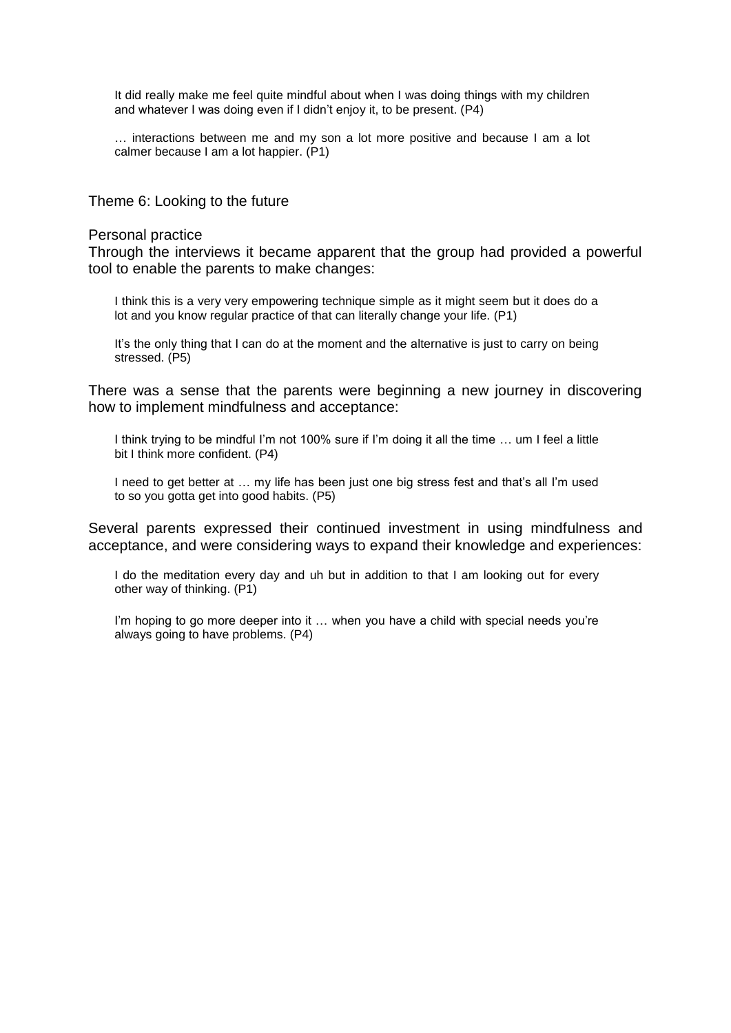> It did really make me feel quite mindful about when I was doing things with my children and whatever I was doing even if I didn't enjoy it, to be present. (P4)

> … interactions between me and my son a lot more positive and because I am a lot calmer because I am a lot happier. (P1)

## Theme 6: Looking to the future

### Personal practice

Through the interviews it became apparent that the group had provided a powerful tool to enable the parents to make changes:

> I think this is a very very empowering technique simple as it might seem but it does do a lot and you know regular practice of that can literally change your life. (P1)

> It's the only thing that I can do at the moment and the alternative is just to carry on being stressed. (P5)

There was a sense that the parents were beginning a new journey in discovering how to implement mindfulness and acceptance:

> I think trying to be mindful I'm not 100% sure if I'm doing it all the time … um I feel a little bit I think more confident. (P4)

> I need to get better at … my life has been just one big stress fest and that's all I'm used to so you gotta get into good habits. (P5)

Several parents expressed their continued investment in using mindfulness and acceptance, and were considering ways to expand their knowledge and experiences:

> I do the meditation every day and uh but in addition to that I am looking out for every other way of thinking. (P1)

> I'm hoping to go more deeper into it … when you have a child with special needs you're always going to have problems. (P4)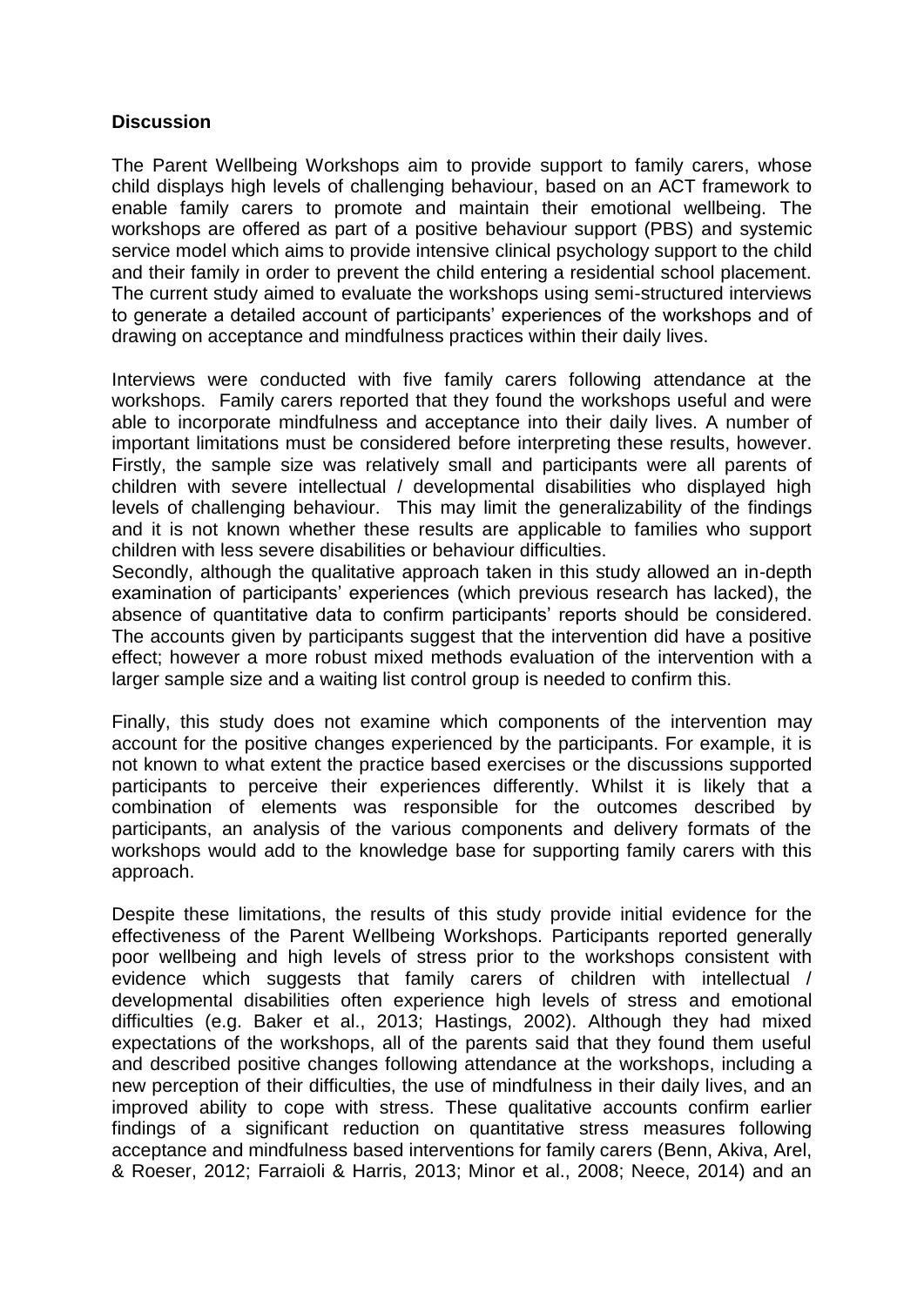**Discussion**

The Parent Wellbeing Workshops aim to provide support to family carers, whose child displays high levels of challenging behaviour, based on an ACT framework to enable family carers to promote and maintain their emotional wellbeing. The workshops are offered as part of a positive behaviour support (PBS) and systemic service model which aims to provide intensive clinical psychology support to the child and their family in order to prevent the child entering a residential school placement. The current study aimed to evaluate the workshops using semi-structured interviews to generate a detailed account of participants' experiences of the workshops and of drawing on acceptance and mindfulness practices within their daily lives.

Interviews were conducted with five family carers following attendance at the workshops. Family carers reported that they found the workshops useful and were able to incorporate mindfulness and acceptance into their daily lives. A number of important limitations must be considered before interpreting these results, however. Firstly, the sample size was relatively small and participants were all parents of children with severe intellectual / developmental disabilities who displayed high levels of challenging behaviour. This may limit the generalizability of the findings and it is not known whether these results are applicable to families who support children with less severe disabilities or behaviour difficulties.

Secondly, although the qualitative approach taken in this study allowed an in-depth examination of participants' experiences (which previous research has lacked), the absence of quantitative data to confirm participants' reports should be considered. The accounts given by participants suggest that the intervention did have a positive effect; however a more robust mixed methods evaluation of the intervention with a larger sample size and a waiting list control group is needed to confirm this.

Finally, this study does not examine which components of the intervention may account for the positive changes experienced by the participants. For example, it is not known to what extent the practice based exercises or the discussions supported participants to perceive their experiences differently. Whilst it is likely that a combination of elements was responsible for the outcomes described by participants, an analysis of the various components and delivery formats of the workshops would add to the knowledge base for supporting family carers with this approach.

Despite these limitations, the results of this study provide initial evidence for the effectiveness of the Parent Wellbeing Workshops. Participants reported generally poor wellbeing and high levels of stress prior to the workshops consistent with evidence which suggests that family carers of children with intellectual / developmental disabilities often experience high levels of stress and emotional difficulties (e.g. Baker et al., 2013; Hastings, 2002). Although they had mixed expectations of the workshops, all of the parents said that they found them useful and described positive changes following attendance at the workshops, including a new perception of their difficulties, the use of mindfulness in their daily lives, and an improved ability to cope with stress. These qualitative accounts confirm earlier findings of a significant reduction on quantitative stress measures following acceptance and mindfulness based interventions for family carers (Benn, Akiva, Arel, & Roeser, 2012; Farraioli & Harris, 2013; Minor et al., 2008; Neece, 2014) and an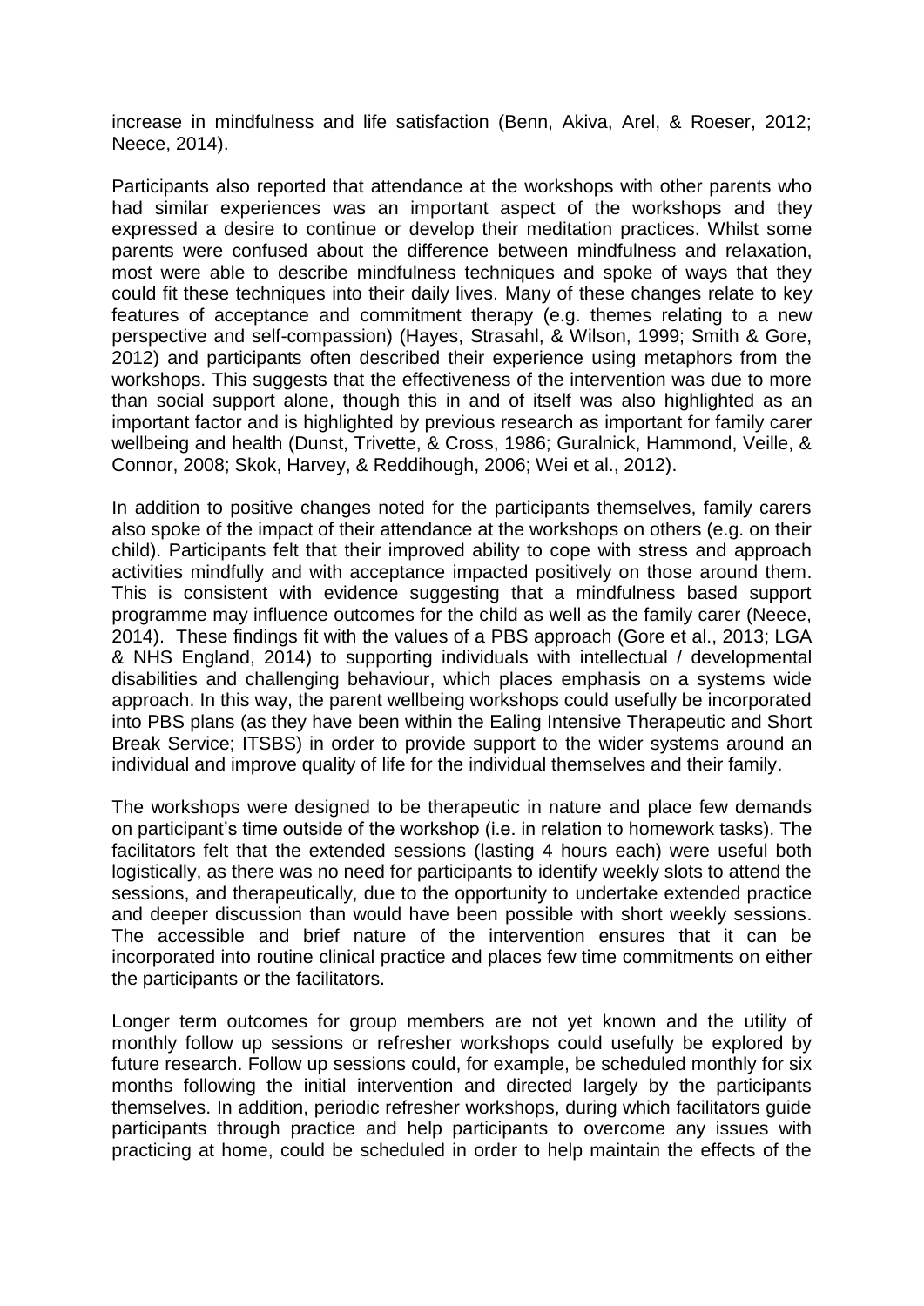increase in mindfulness and life satisfaction (Benn, Akiva, Arel, & Roeser, 2012; Neece, 2014).

Participants also reported that attendance at the workshops with other parents who had similar experiences was an important aspect of the workshops and they expressed a desire to continue or develop their meditation practices. Whilst some parents were confused about the difference between mindfulness and relaxation, most were able to describe mindfulness techniques and spoke of ways that they could fit these techniques into their daily lives. Many of these changes relate to key features of acceptance and commitment therapy (e.g. themes relating to a new perspective and self-compassion) (Hayes, Strasahl, & Wilson, 1999; Smith & Gore, 2012) and participants often described their experience using metaphors from the workshops. This suggests that the effectiveness of the intervention was due to more than social support alone, though this in and of itself was also highlighted as an important factor and is highlighted by previous research as important for family carer wellbeing and health (Dunst, Trivette, & Cross, 1986; Guralnick, Hammond, Veille, & Connor, 2008; Skok, Harvey, & Reddihough, 2006; Wei et al., 2012).

In addition to positive changes noted for the participants themselves, family carers also spoke of the impact of their attendance at the workshops on others (e.g. on their child). Participants felt that their improved ability to cope with stress and approach activities mindfully and with acceptance impacted positively on those around them. This is consistent with evidence suggesting that a mindfulness based support programme may influence outcomes for the child as well as the family carer (Neece, 2014). These findings fit with the values of a PBS approach (Gore et al., 2013; LGA & NHS England, 2014) to supporting individuals with intellectual / developmental disabilities and challenging behaviour, which places emphasis on a systems wide approach. In this way, the parent wellbeing workshops could usefully be incorporated into PBS plans (as they have been within the Ealing Intensive Therapeutic and Short Break Service; ITSBS) in order to provide support to the wider systems around an individual and improve quality of life for the individual themselves and their family.

The workshops were designed to be therapeutic in nature and place few demands on participant's time outside of the workshop (i.e. in relation to homework tasks). The facilitators felt that the extended sessions (lasting 4 hours each) were useful both logistically, as there was no need for participants to identify weekly slots to attend the sessions, and therapeutically, due to the opportunity to undertake extended practice and deeper discussion than would have been possible with short weekly sessions. The accessible and brief nature of the intervention ensures that it can be incorporated into routine clinical practice and places few time commitments on either the participants or the facilitators.

Longer term outcomes for group members are not yet known and the utility of monthly follow up sessions or refresher workshops could usefully be explored by future research. Follow up sessions could, for example, be scheduled monthly for six months following the initial intervention and directed largely by the participants themselves. In addition, periodic refresher workshops, during which facilitators guide participants through practice and help participants to overcome any issues with practicing at home, could be scheduled in order to help maintain the effects of the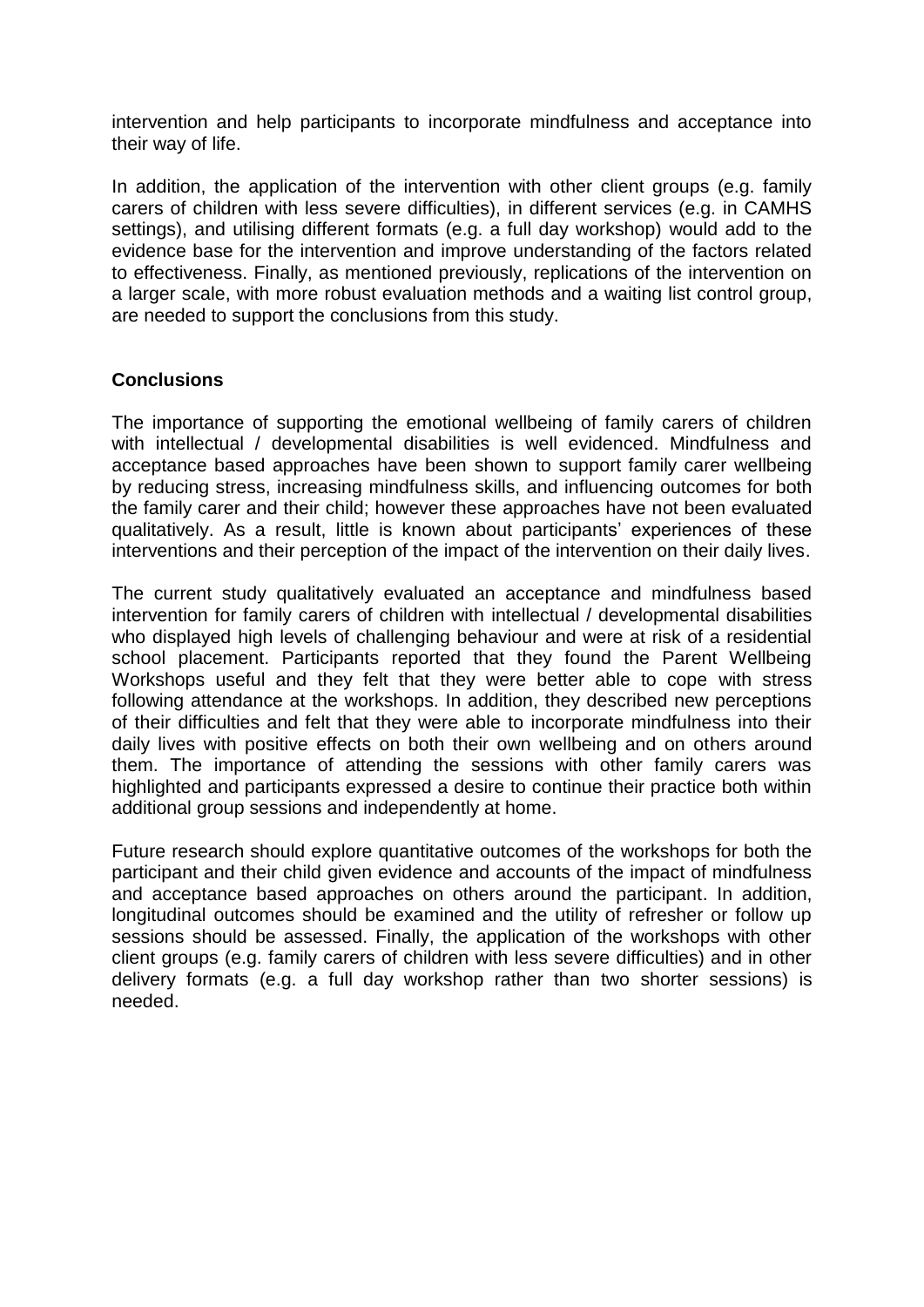intervention and help participants to incorporate mindfulness and acceptance into their way of life.

In addition, the application of the intervention with other client groups (e.g. family carers of children with less severe difficulties), in different services (e.g. in CAMHS settings), and utilising different formats (e.g. a full day workshop) would add to the evidence base for the intervention and improve understanding of the factors related to effectiveness. Finally, as mentioned previously, replications of the intervention on a larger scale, with more robust evaluation methods and a waiting list control group, are needed to support the conclusions from this study.

**Conclusions**

The importance of supporting the emotional wellbeing of family carers of children with intellectual / developmental disabilities is well evidenced. Mindfulness and acceptance based approaches have been shown to support family carer wellbeing by reducing stress, increasing mindfulness skills, and influencing outcomes for both the family carer and their child; however these approaches have not been evaluated qualitatively. As a result, little is known about participants' experiences of these interventions and their perception of the impact of the intervention on their daily lives.

The current study qualitatively evaluated an acceptance and mindfulness based intervention for family carers of children with intellectual / developmental disabilities who displayed high levels of challenging behaviour and were at risk of a residential school placement. Participants reported that they found the Parent Wellbeing Workshops useful and they felt that they were better able to cope with stress following attendance at the workshops. In addition, they described new perceptions of their difficulties and felt that they were able to incorporate mindfulness into their daily lives with positive effects on both their own wellbeing and on others around them. The importance of attending the sessions with other family carers was highlighted and participants expressed a desire to continue their practice both within additional group sessions and independently at home.

Future research should explore quantitative outcomes of the workshops for both the participant and their child given evidence and accounts of the impact of mindfulness and acceptance based approaches on others around the participant. In addition, longitudinal outcomes should be examined and the utility of refresher or follow up sessions should be assessed. Finally, the application of the workshops with other client groups (e.g. family carers of children with less severe difficulties) and in other delivery formats (e.g. a full day workshop rather than two shorter sessions) is needed.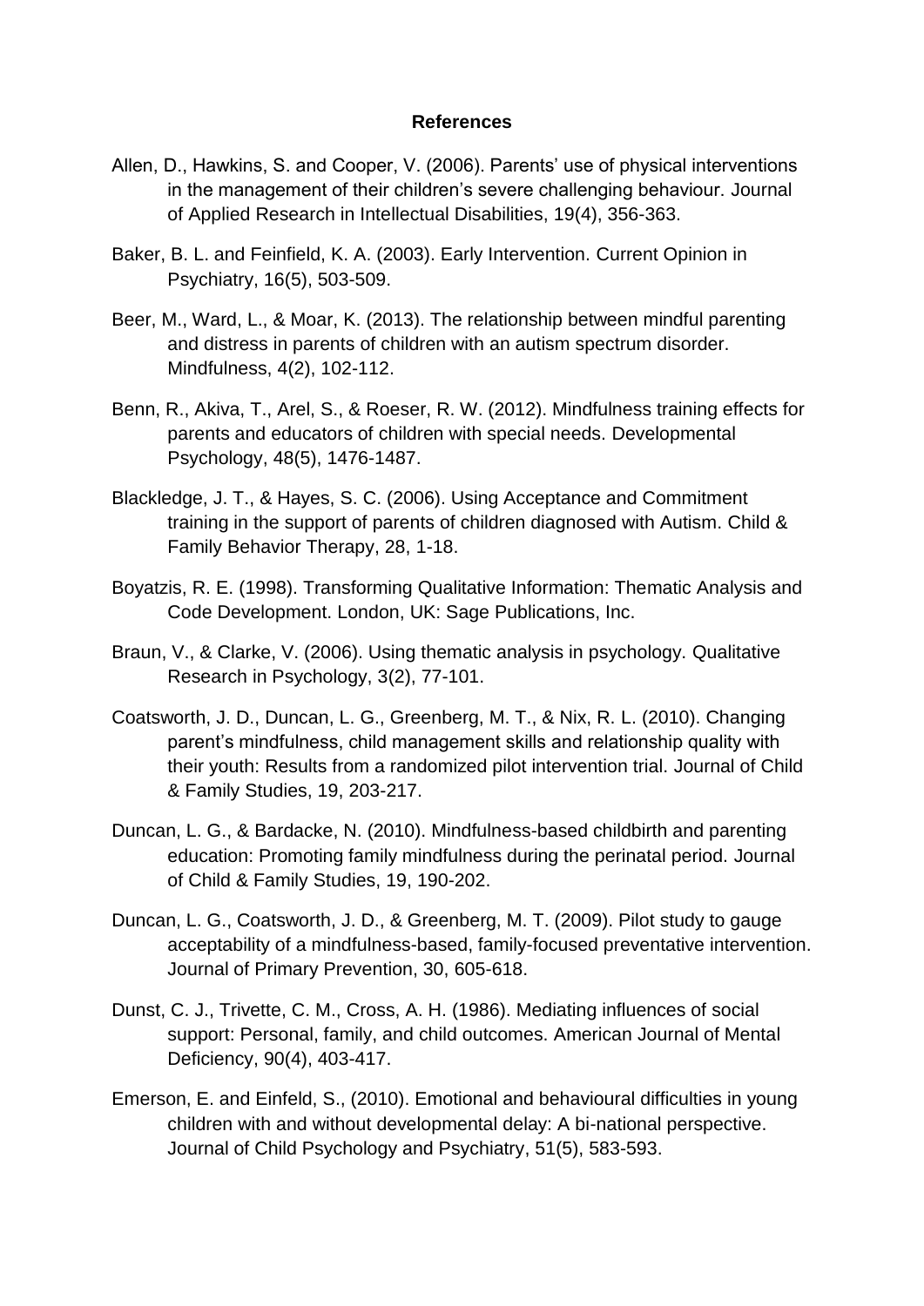**References**

Allen, D., Hawkins, S. and Cooper, V. (2006). Parents' use of physical interventions in the management of their children's severe challenging behaviour. Journal of Applied Research in Intellectual Disabilities, 19(4), 356-363.

Baker, B. L. and Feinfield, K. A. (2003). Early Intervention. Current Opinion in Psychiatry, 16(5), 503-509.

Beer, M., Ward, L., & Moar, K. (2013). The relationship between mindful parenting and distress in parents of children with an autism spectrum disorder. Mindfulness, 4(2), 102-112.

Benn, R., Akiva, T., Arel, S., & Roeser, R. W. (2012). Mindfulness training effects for parents and educators of children with special needs. Developmental Psychology, 48(5), 1476-1487.

Blackledge, J. T., & Hayes, S. C. (2006). Using Acceptance and Commitment training in the support of parents of children diagnosed with Autism. Child & Family Behavior Therapy, 28, 1-18.

Boyatzis, R. E. (1998). Transforming Qualitative Information: Thematic Analysis and Code Development. London, UK: Sage Publications, Inc.

Braun, V., & Clarke, V. (2006). Using thematic analysis in psychology. Qualitative Research in Psychology, 3(2), 77-101.

Coatsworth, J. D., Duncan, L. G., Greenberg, M. T., & Nix, R. L. (2010). Changing parent's mindfulness, child management skills and relationship quality with their youth: Results from a randomized pilot intervention trial. Journal of Child & Family Studies, 19, 203-217.

Duncan, L. G., & Bardacke, N. (2010). Mindfulness-based childbirth and parenting education: Promoting family mindfulness during the perinatal period. Journal of Child & Family Studies, 19, 190-202.

Duncan, L. G., Coatsworth, J. D., & Greenberg, M. T. (2009). Pilot study to gauge acceptability of a mindfulness-based, family-focused preventative intervention. Journal of Primary Prevention, 30, 605-618.

Dunst, C. J., Trivette, C. M., Cross, A. H. (1986). Mediating influences of social support: Personal, family, and child outcomes. American Journal of Mental Deficiency, 90(4), 403-417.

Emerson, E. and Einfeld, S., (2010). Emotional and behavioural difficulties in young children with and without developmental delay: A bi-national perspective. Journal of Child Psychology and Psychiatry, 51(5), 583-593.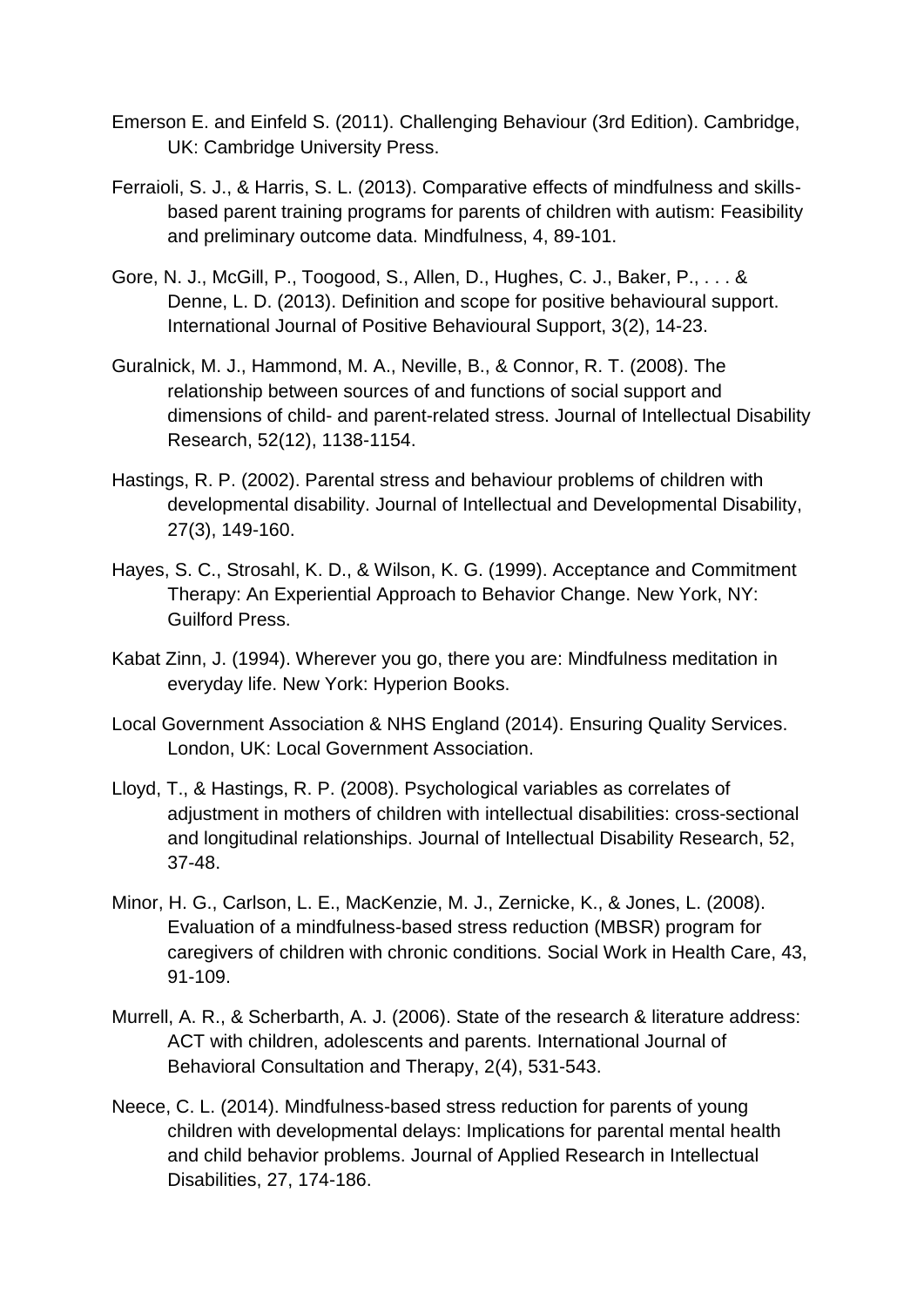Emerson E. and Einfeld S. (2011). Challenging Behaviour (3rd Edition). Cambridge, UK: Cambridge University Press.

Ferraioli, S. J., & Harris, S. L. (2013). Comparative effects of mindfulness and skills-based parent training programs for parents of children with autism: Feasibility and preliminary outcome data. Mindfulness, 4, 89-101.

Gore, N. J., McGill, P., Toogood, S., Allen, D., Hughes, C. J., Baker, P., . . . & Denne, L. D. (2013). Definition and scope for positive behavioural support. International Journal of Positive Behavioural Support, 3(2), 14-23.

Guralnick, M. J., Hammond, M. A., Neville, B., & Connor, R. T. (2008). The relationship between sources of and functions of social support and dimensions of child- and parent-related stress. Journal of Intellectual Disability Research, 52(12), 1138-1154.

Hastings, R. P. (2002). Parental stress and behaviour problems of children with developmental disability. Journal of Intellectual and Developmental Disability, 27(3), 149-160.

Hayes, S. C., Strosahl, K. D., & Wilson, K. G. (1999). Acceptance and Commitment Therapy: An Experiential Approach to Behavior Change. New York, NY: Guilford Press.

Kabat Zinn, J. (1994). Wherever you go, there you are: Mindfulness meditation in everyday life. New York: Hyperion Books.

Local Government Association & NHS England (2014). Ensuring Quality Services. London, UK: Local Government Association.

Lloyd, T., & Hastings, R. P. (2008). Psychological variables as correlates of adjustment in mothers of children with intellectual disabilities: cross-sectional and longitudinal relationships. Journal of Intellectual Disability Research, 52, 37-48.

Minor, H. G., Carlson, L. E., MacKenzie, M. J., Zernicke, K., & Jones, L. (2008). Evaluation of a mindfulness-based stress reduction (MBSR) program for caregivers of children with chronic conditions. Social Work in Health Care, 43, 91-109.

Murrell, A. R., & Scherbarth, A. J. (2006). State of the research & literature address: ACT with children, adolescents and parents. International Journal of Behavioral Consultation and Therapy, 2(4), 531-543.

Neece, C. L. (2014). Mindfulness-based stress reduction for parents of young children with developmental delays: Implications for parental mental health and child behavior problems. Journal of Applied Research in Intellectual Disabilities, 27, 174-186.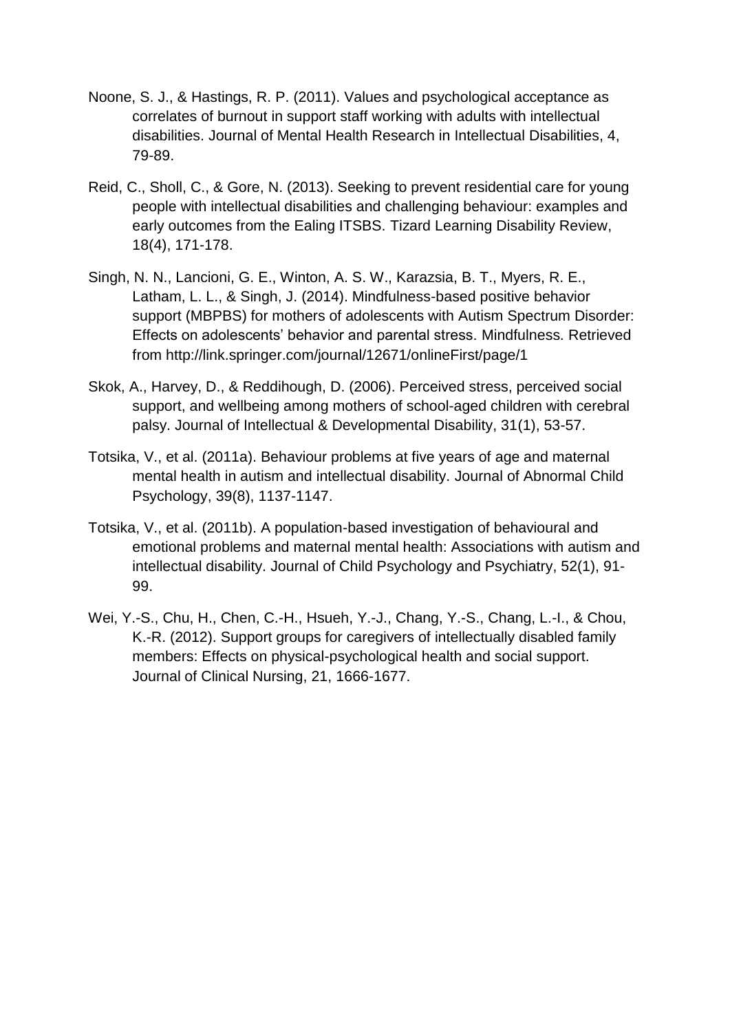Noone, S. J., & Hastings, R. P. (2011). Values and psychological acceptance as correlates of burnout in support staff working with adults with intellectual disabilities. Journal of Mental Health Research in Intellectual Disabilities, 4, 79-89.

Reid, C., Sholl, C., & Gore, N. (2013). Seeking to prevent residential care for young people with intellectual disabilities and challenging behaviour: examples and early outcomes from the Ealing ITSBS. Tizard Learning Disability Review, 18(4), 171-178.

Singh, N. N., Lancioni, G. E., Winton, A. S. W., Karazsia, B. T., Myers, R. E., Latham, L. L., & Singh, J. (2014). Mindfulness-based positive behavior support (MBPBS) for mothers of adolescents with Autism Spectrum Disorder: Effects on adolescents' behavior and parental stress. Mindfulness. Retrieved from http://link.springer.com/journal/12671/onlineFirst/page/1

Skok, A., Harvey, D., & Reddihough, D. (2006). Perceived stress, perceived social support, and wellbeing among mothers of school-aged children with cerebral palsy. Journal of Intellectual & Developmental Disability, 31(1), 53-57.

Totsika, V., et al. (2011a). Behaviour problems at five years of age and maternal mental health in autism and intellectual disability. Journal of Abnormal Child Psychology, 39(8), 1137-1147.

Totsika, V., et al. (2011b). A population-based investigation of behavioural and emotional problems and maternal mental health: Associations with autism and intellectual disability. Journal of Child Psychology and Psychiatry, 52(1), 91-99.

Wei, Y.-S., Chu, H., Chen, C.-H., Hsueh, Y.-J., Chang, Y.-S., Chang, L.-I., & Chou, K.-R. (2012). Support groups for caregivers of intellectually disabled family members: Effects on physical-psychological health and social support. Journal of Clinical Nursing, 21, 1666-1677.